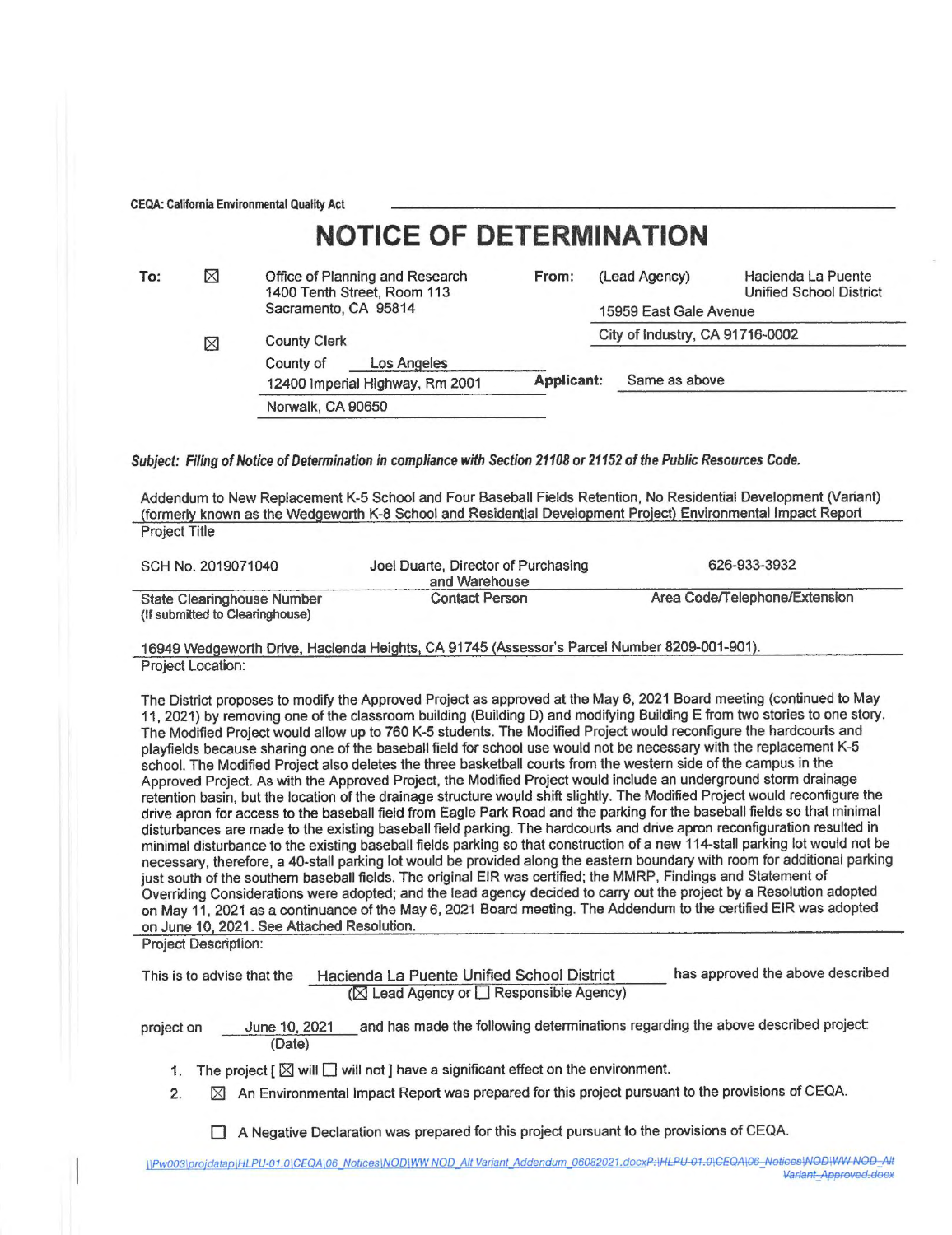CEQA: California Environmental Quality Act

# NOTICE OF DETERMINATION

**To:** ☒ Office of Planning and Research
1400 Tenth Street, Room 113
Sacramento, CA 95814

☒ County Clerk
County of Los Angeles
12400 Imperial Highway, Rm 2001
Norwalk, CA 90650

**From:** (Lead Agency) Hacienda La Puente Unified School District
15959 East Gale Avenue
City of Industry, CA 91716-0002

**Applicant:** Same as above

***Subject: Filing of Notice of Determination in compliance with Section 21108 or 21152 of the Public Resources Code.***

Addendum to New Replacement K-5 School and Four Baseball Fields Retention, No Residential Development (Variant) (formerly known as the Wedgeworth K-8 School and Residential Development Project) Environmental Impact Report
Project Title

| SCH No. 2019071040 | Joel Duarte, Director of Purchasing and Warehouse | 626-933-3932 |
|---|---|---|
| State Clearinghouse Number (If submitted to Clearinghouse) | Contact Person | Area Code/Telephone/Extension |

16949 Wedgeworth Drive, Hacienda Heights, CA 91745 (Assessor's Parcel Number 8209-001-901).
Project Location:

The District proposes to modify the Approved Project as approved at the May 6, 2021 Board meeting (continued to May 11, 2021) by removing one of the classroom building (Building D) and modifying Building E from two stories to one story. The Modified Project would allow up to 760 K-5 students. The Modified Project would reconfigure the hardcourts and playfields because sharing one of the baseball field for school use would not be necessary with the replacement K-5 school. The Modified Project also deletes the three basketball courts from the western side of the campus in the Approved Project. As with the Approved Project, the Modified Project would include an underground storm drainage retention basin, but the location of the drainage structure would shift slightly. The Modified Project would reconfigure the drive apron for access to the baseball field from Eagle Park Road and the parking for the baseball fields so that minimal disturbances are made to the existing baseball field parking. The hardcourts and drive apron reconfiguration resulted in minimal disturbance to the existing baseball fields parking so that construction of a new 114-stall parking lot would not be necessary, therefore, a 40-stall parking lot would be provided along the eastern boundary with room for additional parking just south of the southern baseball fields. The original EIR was certified; the MMRP, Findings and Statement of Overriding Considerations were adopted; and the lead agency decided to carry out the project by a Resolution adopted on May 11, 2021 as a continuance of the May 6, 2021 Board meeting. The Addendum to the certified EIR was adopted on June 10, 2021. See Attached Resolution.
Project Description:

This is to advise that the Hacienda La Puente Unified School District (☒ Lead Agency or ☐ Responsible Agency) has approved the above described project on June 10, 2021 (Date) and has made the following determinations regarding the above described project:

1. The project [ ☒ will ☐ will not ] have a significant effect on the environment.
2. ☒ An Environmental Impact Report was prepared for this project pursuant to the provisions of CEQA.

   ☐ A Negative Declaration was prepared for this project pursuant to the provisions of CEQA.

\\Pw003\projdatap\HLPU-01.0\CEQA\06_Notices\NOD\WW NOD_Alt Variant_Addendum_06082021.docxP:\HLPU-01.0\CEQA\06_Notices\NOD\WW NOD_Alt Variant_Approved.docx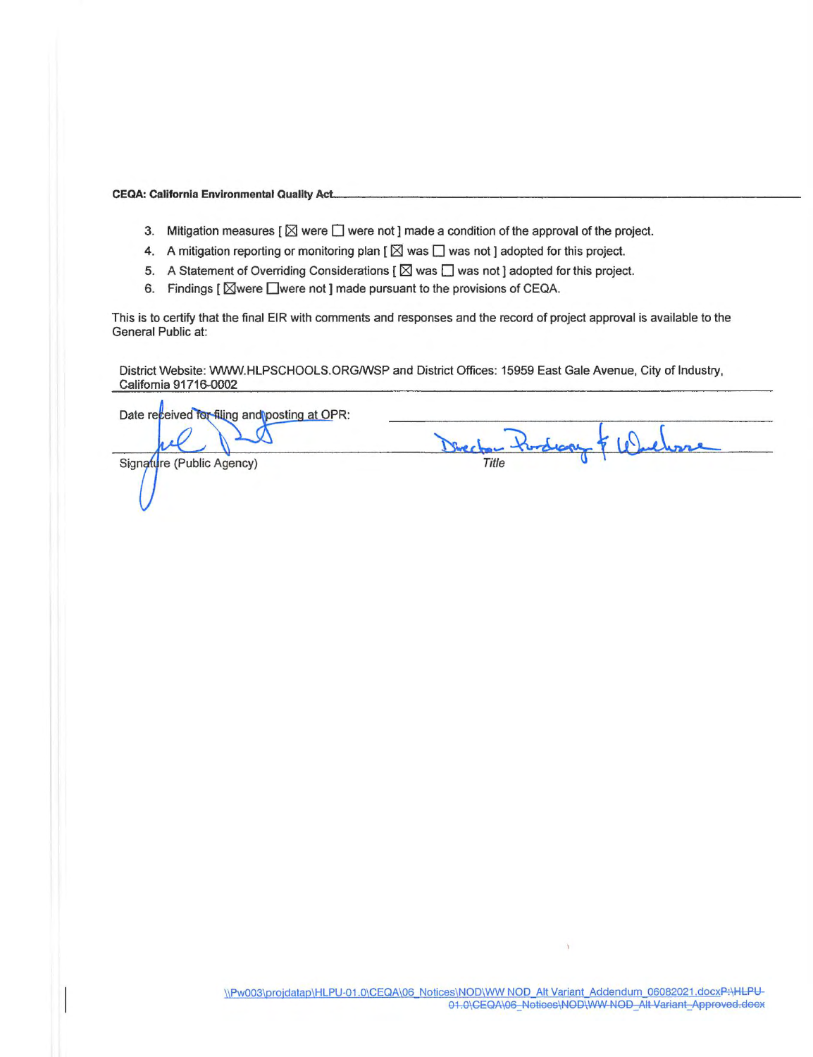**CEQA: California Environmental Quality Act**

3. Mitigation measures [ ☒ were ☐ were not ] made a condition of the approval of the project.
4. A mitigation reporting or monitoring plan [ ☒ was ☐ was not ] adopted for this project.
5. A Statement of Overriding Considerations [ ☒ was ☐ was not ] adopted for this project.
6. Findings [ ☒were ☐were not ] made pursuant to the provisions of CEQA.

This is to certify that the final EIR with comments and responses and the record of project approval is available to the General Public at:

District Website: WWW.HLPSCHOOLS.ORG/WSP and District Offices: 15959 East Gale Avenue, City of Industry, California 91716-0002

Date received for filing and posting at OPR:

Signature (Public Agency)

Director Purchasing & Warehouse

*Title*

\\Pw003\projdatap\HLPU-01.0\CEQA\06_Notices\NOD\WW NOD_Alt Variant_Addendum_06082021.docx~~P:\HLPU-01.0\CEQA\06_Notices\NOD\WW NOD_Alt Variant_Approved.docx~~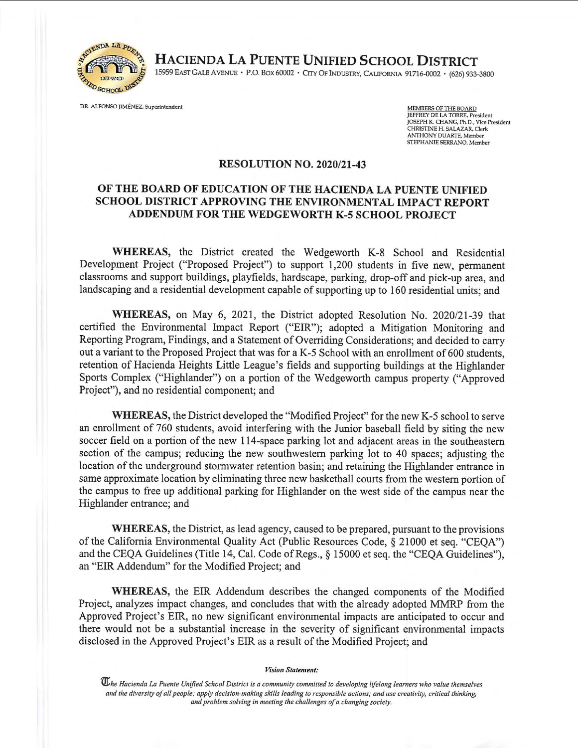# HACIENDA LA PUENTE UNIFIED SCHOOL DISTRICT

15959 EAST GALE AVENUE • P.O. BOX 60002 • CITY OF INDUSTRY, CALIFORNIA 91716-0002 • (626) 933-3800

DR. ALFONSO JIMÉNEZ, Superintendent

MEMBERS OF THE BOARD
JEFFREY DE LA TORRE, President
JOSEPH K. CHANG, Ph.D., Vice President
CHRISTINE H. SALAZAR, Clerk
ANTHONY DUARTE, Member
STEPHANIE SERRANO, Member

## RESOLUTION NO. 2020/21-43

## OF THE BOARD OF EDUCATION OF THE HACIENDA LA PUENTE UNIFIED SCHOOL DISTRICT APPROVING THE ENVIRONMENTAL IMPACT REPORT ADDENDUM FOR THE WEDGEWORTH K-5 SCHOOL PROJECT

**WHEREAS,** the District created the Wedgeworth K-8 School and Residential Development Project ("Proposed Project") to support 1,200 students in five new, permanent classrooms and support buildings, playfields, hardscape, parking, drop-off and pick-up area, and landscaping and a residential development capable of supporting up to 160 residential units; and

**WHEREAS,** on May 6, 2021, the District adopted Resolution No. 2020/21-39 that certified the Environmental Impact Report ("EIR"); adopted a Mitigation Monitoring and Reporting Program, Findings, and a Statement of Overriding Considerations; and decided to carry out a variant to the Proposed Project that was for a K-5 School with an enrollment of 600 students, retention of Hacienda Heights Little League's fields and supporting buildings at the Highlander Sports Complex ("Highlander") on a portion of the Wedgeworth campus property ("Approved Project"), and no residential component; and

**WHEREAS,** the District developed the "Modified Project" for the new K-5 school to serve an enrollment of 760 students, avoid interfering with the Junior baseball field by siting the new soccer field on a portion of the new 114-space parking lot and adjacent areas in the southeastern section of the campus; reducing the new southwestern parking lot to 40 spaces; adjusting the location of the underground stormwater retention basin; and retaining the Highlander entrance in same approximate location by eliminating three new basketball courts from the western portion of the campus to free up additional parking for Highlander on the west side of the campus near the Highlander entrance; and

**WHEREAS,** the District, as lead agency, caused to be prepared, pursuant to the provisions of the California Environmental Quality Act (Public Resources Code, § 21000 et seq. "CEQA") and the CEQA Guidelines (Title 14, Cal. Code of Regs., § 15000 et seq. the "CEQA Guidelines"), an "EIR Addendum" for the Modified Project; and

**WHEREAS,** the EIR Addendum describes the changed components of the Modified Project, analyzes impact changes, and concludes that with the already adopted MMRP from the Approved Project's EIR, no new significant environmental impacts are anticipated to occur and there would not be a substantial increase in the severity of significant environmental impacts disclosed in the Approved Project's EIR as a result of the Modified Project; and

***Vision Statement:***

*The Hacienda La Puente Unified School District is a community committed to developing lifelong learners who value themselves and the diversity of all people; apply decision-making skills leading to responsible actions; and use creativity, critical thinking, and problem solving in meeting the challenges of a changing society.*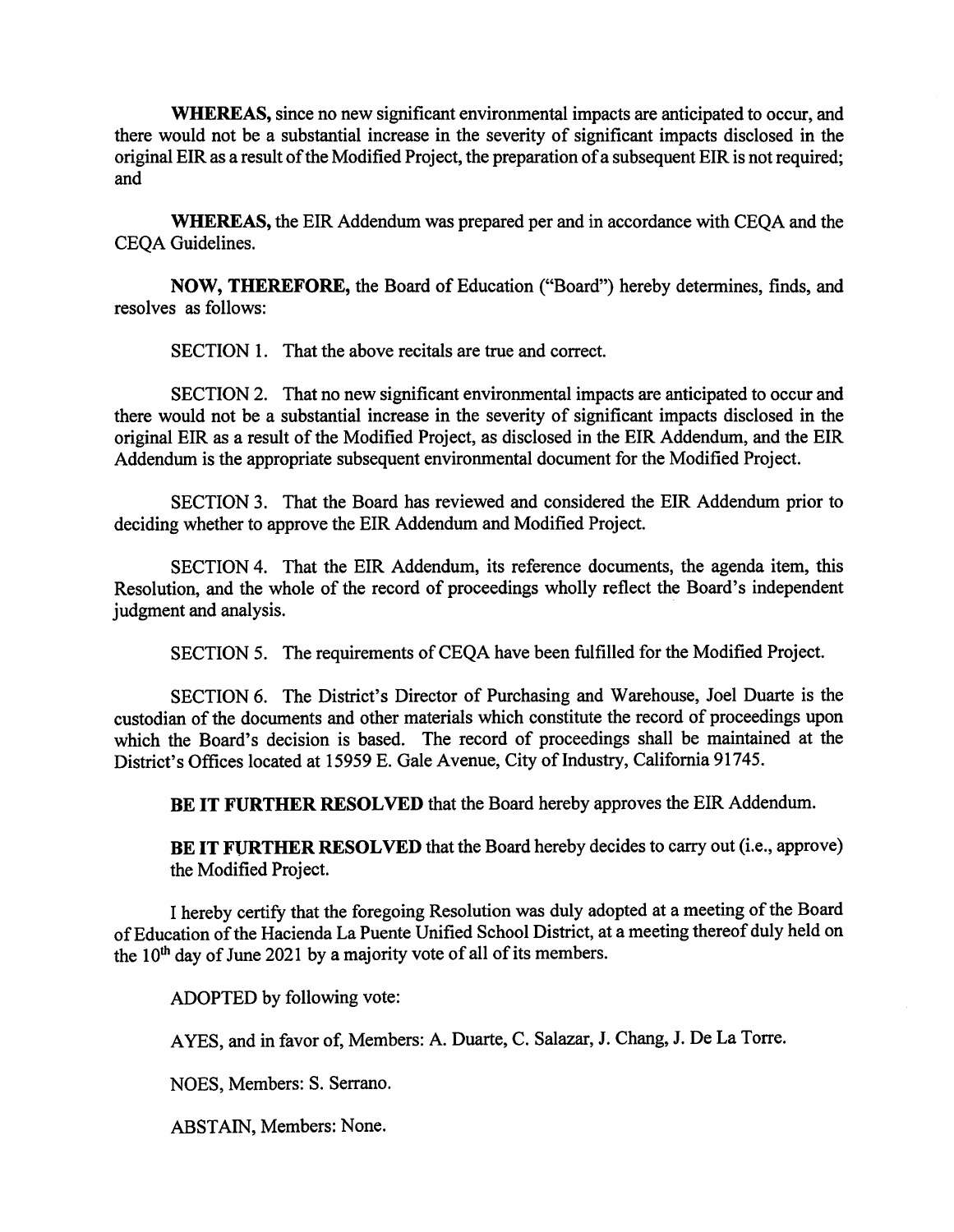**WHEREAS,** since no new significant environmental impacts are anticipated to occur, and there would not be a substantial increase in the severity of significant impacts disclosed in the original EIR as a result of the Modified Project, the preparation of a subsequent EIR is not required; and

**WHEREAS,** the EIR Addendum was prepared per and in accordance with CEQA and the CEQA Guidelines.

**NOW, THEREFORE,** the Board of Education ("Board") hereby determines, finds, and resolves as follows:

SECTION 1. That the above recitals are true and correct.

SECTION 2. That no new significant environmental impacts are anticipated to occur and there would not be a substantial increase in the severity of significant impacts disclosed in the original EIR as a result of the Modified Project, as disclosed in the EIR Addendum, and the EIR Addendum is the appropriate subsequent environmental document for the Modified Project.

SECTION 3. That the Board has reviewed and considered the EIR Addendum prior to deciding whether to approve the EIR Addendum and Modified Project.

SECTION 4. That the EIR Addendum, its reference documents, the agenda item, this Resolution, and the whole of the record of proceedings wholly reflect the Board's independent judgment and analysis.

SECTION 5. The requirements of CEQA have been fulfilled for the Modified Project.

SECTION 6. The District's Director of Purchasing and Warehouse, Joel Duarte is the custodian of the documents and other materials which constitute the record of proceedings upon which the Board's decision is based. The record of proceedings shall be maintained at the District's Offices located at 15959 E. Gale Avenue, City of Industry, California 91745.

**BE IT FURTHER RESOLVED** that the Board hereby approves the EIR Addendum.

**BE IT FURTHER RESOLVED** that the Board hereby decides to carry out (i.e., approve) the Modified Project.

I hereby certify that the foregoing Resolution was duly adopted at a meeting of the Board of Education of the Hacienda La Puente Unified School District, at a meeting thereof duly held on the 10th day of June 2021 by a majority vote of all of its members.

ADOPTED by following vote:

AYES, and in favor of, Members: A. Duarte, C. Salazar, J. Chang, J. De La Torre.

NOES, Members: S. Serrano.

ABSTAIN, Members: None.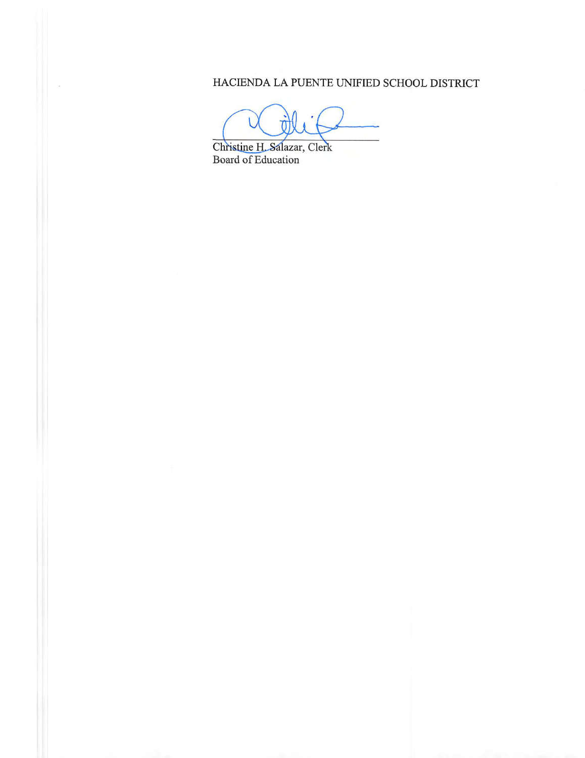HACIENDA LA PUENTE UNIFIED SCHOOL DISTRICT

Christine H. Salazar, Clerk
Board of Education